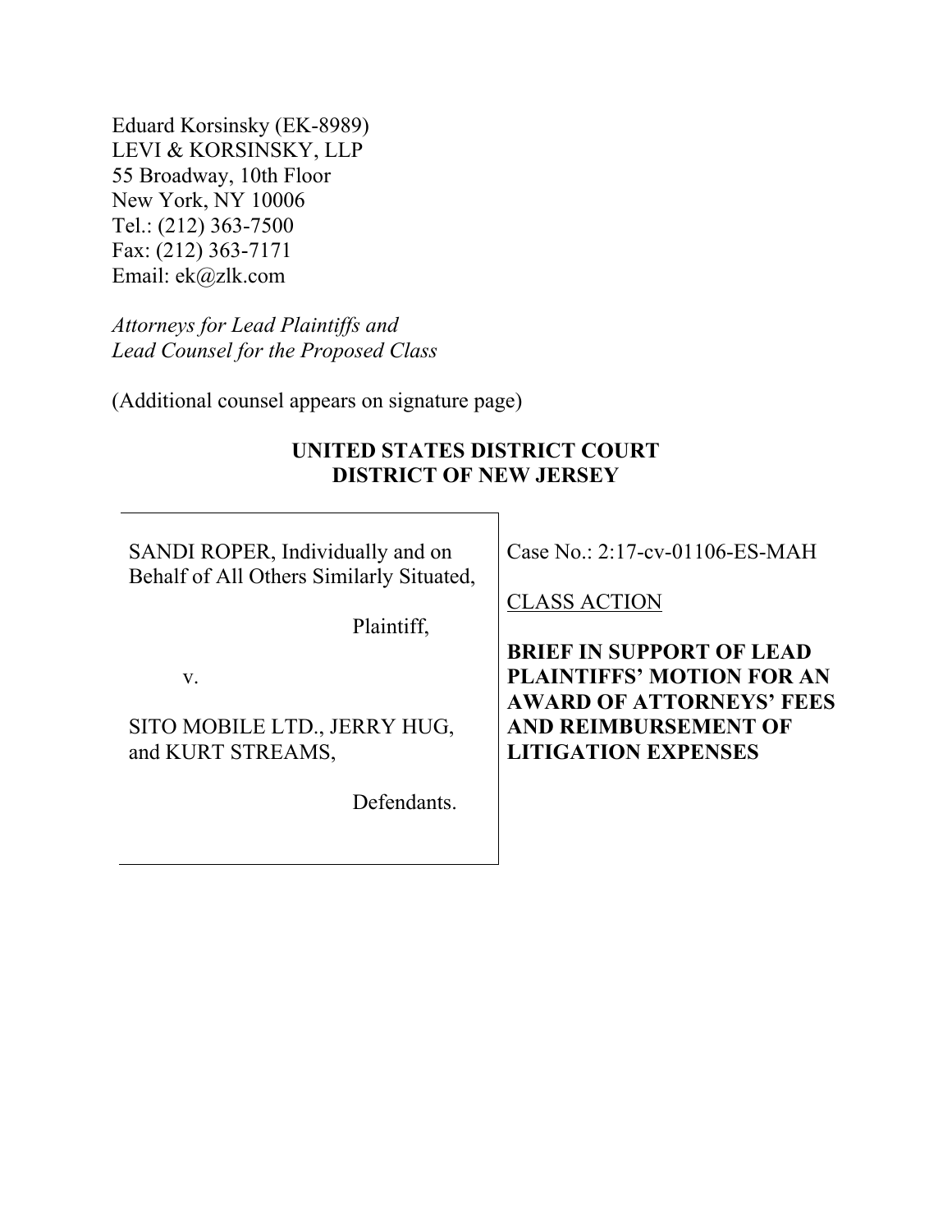Eduard Korsinsky (EK-8989)
LEVI & KORSINSKY, LLP
55 Broadway, 10th Floor
New York, NY 10006
Tel.: (212) 363-7500
Fax: (212) 363-7171
Email: ek@zlk.com

*Attorneys for Lead Plaintiffs and*
*Lead Counsel for the Proposed Class*

(Additional counsel appears on signature page)

**UNITED STATES DISTRICT COURT**
**DISTRICT OF NEW JERSEY**

| | |
|---|---|
| SANDI ROPER, Individually and on Behalf of All Others Similarly Situated,<br><br>Plaintiff,<br><br>v.<br><br>SITO MOBILE LTD., JERRY HUG, and KURT STREAMS,<br><br>Defendants. | Case No.: 2:17-cv-01106-ES-MAH<br><br><u>CLASS ACTION</u><br><br>**BRIEF IN SUPPORT OF LEAD PLAINTIFFS' MOTION FOR AN AWARD OF ATTORNEYS' FEES AND REIMBURSEMENT OF LITIGATION EXPENSES** |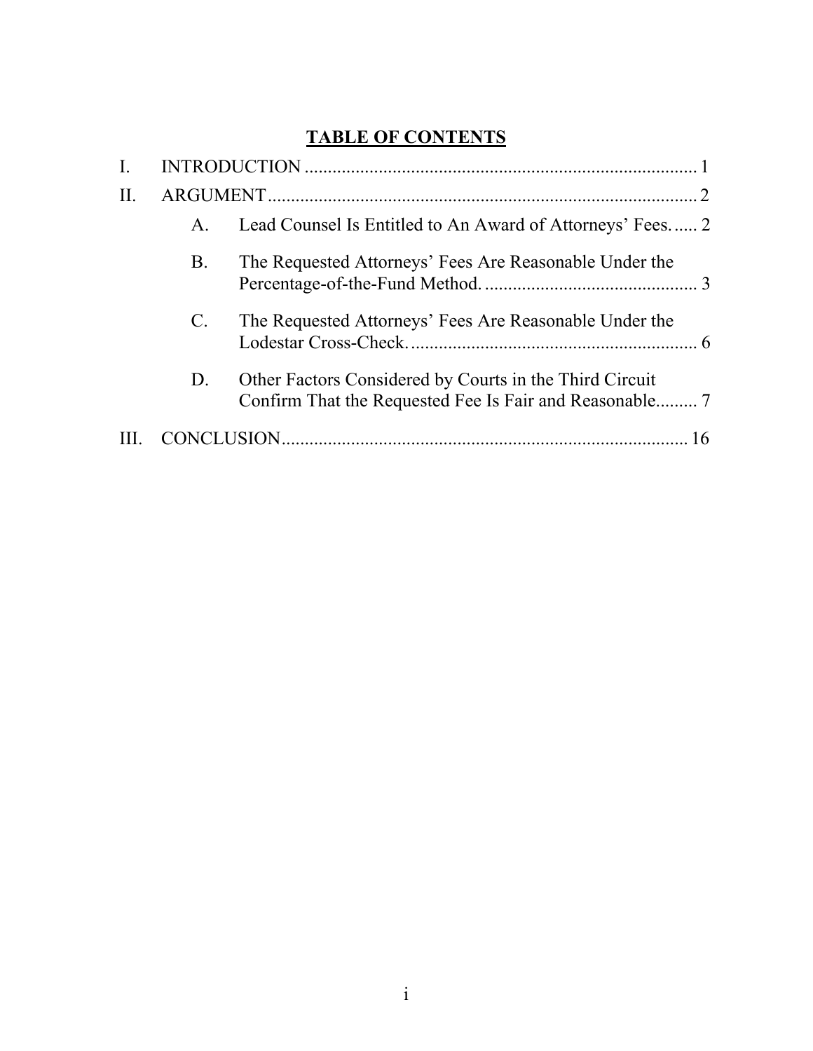**TABLE OF CONTENTS**

I. INTRODUCTION .................................................................................... 1

II. ARGUMENT............................................................................................ 2

A. Lead Counsel Is Entitled to An Award of Attorneys' Fees...... 2

B. The Requested Attorneys' Fees Are Reasonable Under the Percentage-of-the-Fund Method. .............................................. 3

C. The Requested Attorneys' Fees Are Reasonable Under the Lodestar Cross-Check. .............................................................. 6

D. Other Factors Considered by Courts in the Third Circuit Confirm That the Requested Fee Is Fair and Reasonable......... 7

III. CONCLUSION....................................................................................... 16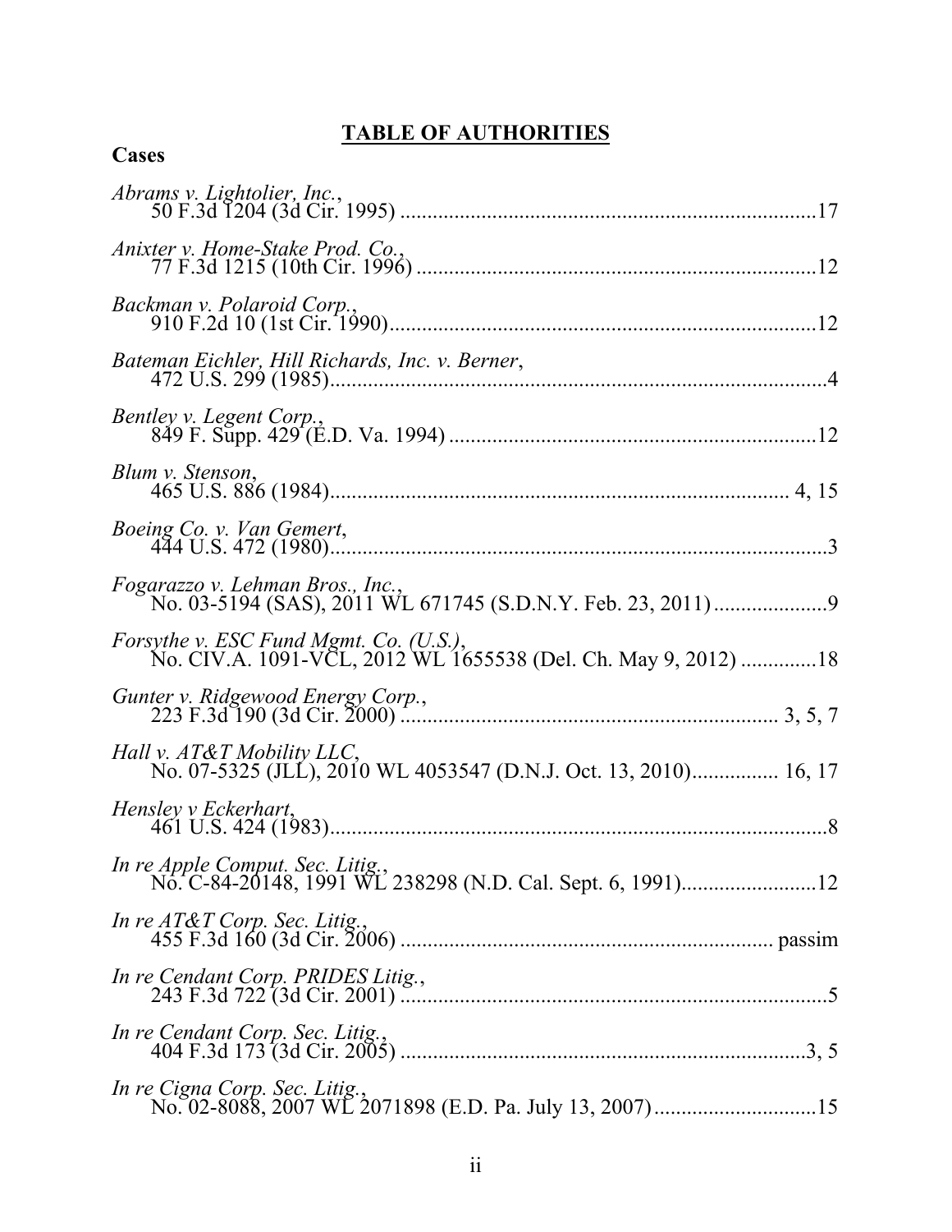# TABLE OF AUTHORITIES

## Cases

*Abrams v. Lightolier, Inc.*,
50 F.3d 1204 (3d Cir. 1995) ........................................................................... 17

*Anixter v. Home-Stake Prod. Co.*,
77 F.3d 1215 (10th Cir. 1996) ........................................................................ 12

*Backman v. Polaroid Corp.*,
910 F.2d 10 (1st Cir. 1990)............................................................................. 12

*Bateman Eichler, Hill Richards, Inc. v. Berner*,
472 U.S. 299 (1985)........................................................................................... 4

*Bentley v. Legent Corp.*,
849 F. Supp. 429 (E.D. Va. 1994) .................................................................. 12

*Blum v. Stenson*,
465 U.S. 886 (1984)................................................................................... 4, 15

*Boeing Co. v. Van Gemert*,
444 U.S. 472 (1980)........................................................................................... 3

*Fogarazzo v. Lehman Bros., Inc.*,
No. 03-5194 (SAS), 2011 WL 671745 (S.D.N.Y. Feb. 23, 2011) ..................... 9

*Forsythe v. ESC Fund Mgmt. Co. (U.S.)*,
No. CIV.A. 1091-VCL, 2012 WL 1655538 (Del. Ch. May 9, 2012) ............. 18

*Gunter v. Ridgewood Energy Corp.*,
223 F.3d 190 (3d Cir. 2000) ................................................................... 3, 5, 7

*Hall v. AT&T Mobility LLC*,
No. 07-5325 (JLL), 2010 WL 4053547 (D.N.J. Oct. 13, 2010)................ 16, 17

*Hensley v Eckerhart*,
461 U.S. 424 (1983)........................................................................................... 8

*In re Apple Comput. Sec. Litig.*,
No. C-84-20148, 1991 WL 238298 (N.D. Cal. Sept. 6, 1991)......................... 12

*In re AT&T Corp. Sec. Litig.*,
455 F.3d 160 (3d Cir. 2006) ................................................................... passim

*In re Cendant Corp. PRIDES Litig.*,
243 F.3d 722 (3d Cir. 2001) ............................................................................... 5

*In re Cendant Corp. Sec. Litig.*,
404 F.3d 173 (3d Cir. 2005) ........................................................................... 3, 5

*In re Cigna Corp. Sec. Litig.*,
No. 02-8088, 2007 WL 2071898 (E.D. Pa. July 13, 2007).............................. 15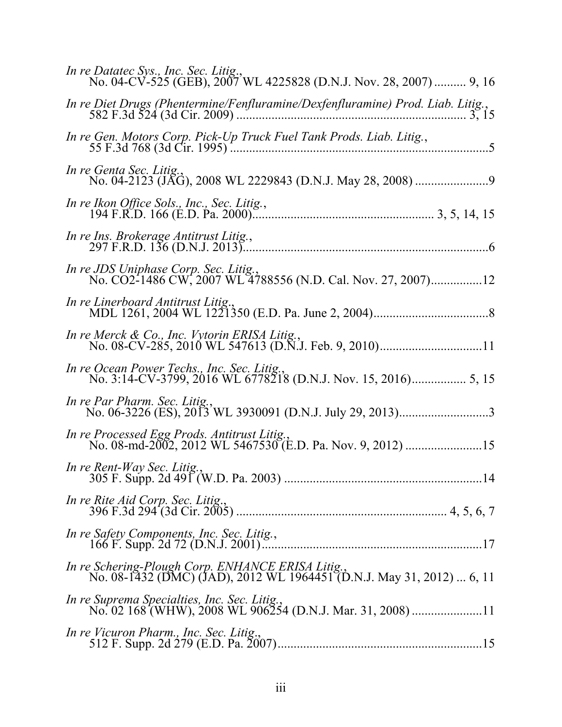*In re Datatec Sys., Inc. Sec. Litig.*,
No. 04-CV-525 (GEB), 2007 WL 4225828 (D.N.J. Nov. 28, 2007) .......... 9, 16

*In re Diet Drugs (Phentermine/Fenfluramine/Dexfenfluramine) Prod. Liab. Litig.*,
582 F.3d 524 (3d Cir. 2009) ....................................................................... 3, 15

*In re Gen. Motors Corp. Pick-Up Truck Fuel Tank Prods. Liab. Litig.*,
55 F.3d 768 (3d Cir. 1995) .................................................................................5

*In re Genta Sec. Litig.*,
No. 04-2123 (JAG), 2008 WL 2229843 (D.N.J. May 28, 2008) .......................9

*In re Ikon Office Sols., Inc., Sec. Litig.*,
194 F.R.D. 166 (E.D. Pa. 2000)......................................................... 3, 5, 14, 15

*In re Ins. Brokerage Antitrust Litig.*,
297 F.R.D. 136 (D.N.J. 2013).............................................................................6

*In re JDS Uniphase Corp. Sec. Litig.*,
No. CO2-1486 CW, 2007 WL 4788556 (N.D. Cal. Nov. 27, 2007)................12

*In re Linerboard Antitrust Litig.*,
MDL 1261, 2004 WL 1221350 (E.D. Pa. June 2, 2004)....................................8

*In re Merck & Co., Inc. Vytorin ERISA Litig.*,
No. 08-CV-285, 2010 WL 547613 (D.N.J. Feb. 9, 2010)................................11

*In re Ocean Power Techs., Inc. Sec. Litig.*,
No. 3:14-CV-3799, 2016 WL 6778218 (D.N.J. Nov. 15, 2016)................. 5, 15

*In re Par Pharm. Sec. Litig.*,
No. 06-3226 (ES), 2013 WL 3930091 (D.N.J. July 29, 2013)............................3

*In re Processed Egg Prods. Antitrust Litig.*,
No. 08-md-2002, 2012 WL 5467530 (E.D. Pa. Nov. 9, 2012) ........................15

*In re Rent-Way Sec. Litig.*,
305 F. Supp. 2d 491 (W.D. Pa. 2003) ..............................................................14

*In re Rite Aid Corp. Sec. Litig.*,
396 F.3d 294 (3d Cir. 2005) ................................................................. 4, 5, 6, 7

*In re Safety Components, Inc. Sec. Litig.*,
166 F. Supp. 2d 72 (D.N.J. 2001).....................................................................17

*In re Schering-Plough Corp. ENHANCE ERISA Litig.*,
No. 08-1432 (DMC) (JAD), 2012 WL 1964451 (D.N.J. May 31, 2012) ... 6, 11

*In re Suprema Specialties, Inc. Sec. Litig.*,
No. 02 168 (WHW), 2008 WL 906254 (D.N.J. Mar. 31, 2008) ......................11

*In re Vicuron Pharm., Inc. Sec. Litig.*,
512 F. Supp. 2d 279 (E.D. Pa. 2007)................................................................15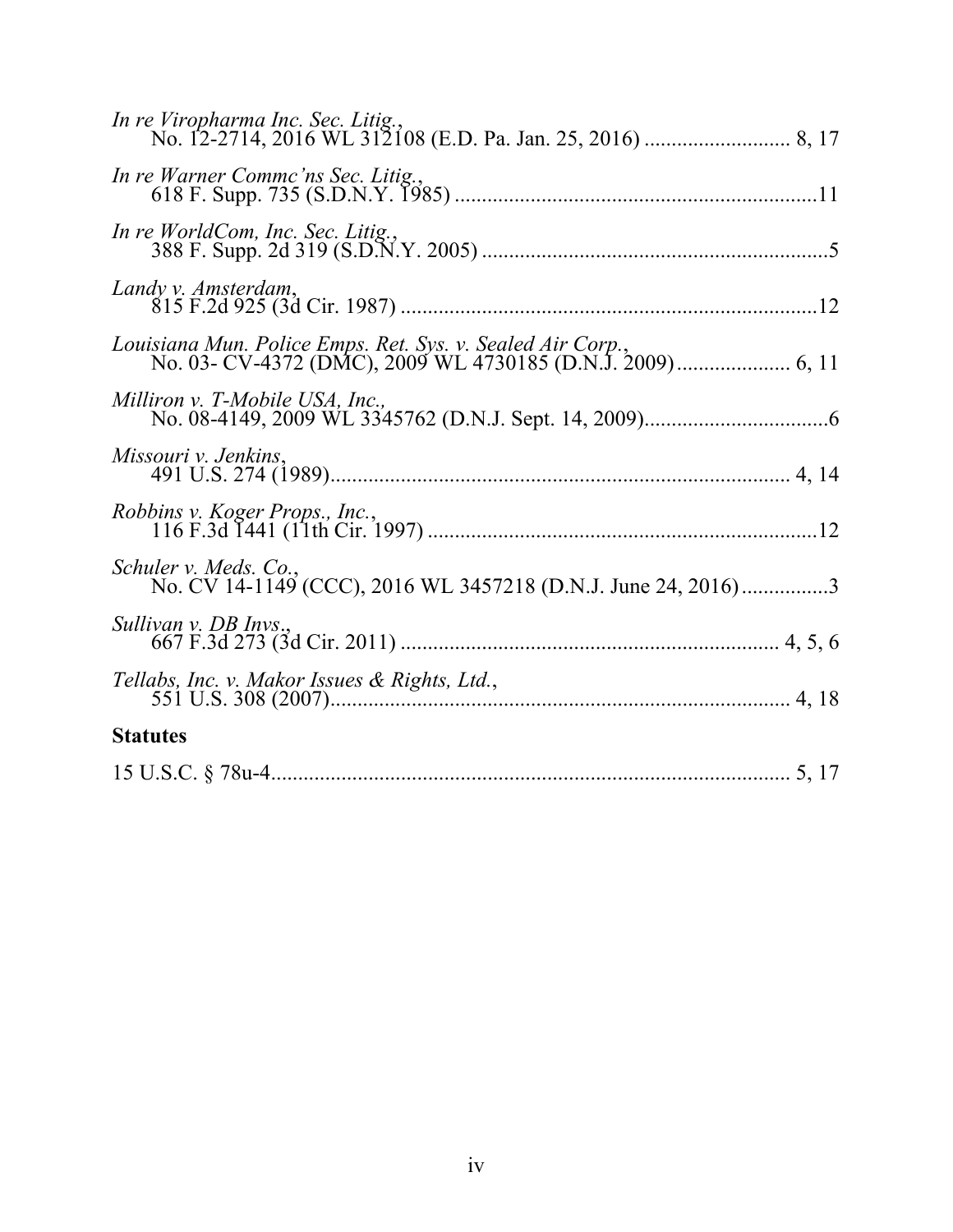*In re Viropharma Inc. Sec. Litig.*,
No. 12-2714, 2016 WL 312108 (E.D. Pa. Jan. 25, 2016) .......................... 8, 17

*In re Warner Commc'ns Sec. Litig.*,
618 F. Supp. 735 (S.D.N.Y. 1985) .................................................................11

*In re WorldCom, Inc. Sec. Litig.*,
388 F. Supp. 2d 319 (S.D.N.Y. 2005) ...............................................................5

*Landy v. Amsterdam*,
815 F.2d 925 (3d Cir. 1987) ...........................................................................12

*Louisiana Mun. Police Emps. Ret. Sys. v. Sealed Air Corp.*,
No. 03- CV-4372 (DMC), 2009 WL 4730185 (D.N.J. 2009)..................... 6, 11

*Milliron v. T-Mobile USA, Inc.*,
No. 08-4149, 2009 WL 3345762 (D.N.J. Sept. 14, 2009)..................................6

*Missouri v. Jenkins*,
491 U.S. 274 (1989)................................................................................... 4, 14

*Robbins v. Koger Props., Inc.*,
116 F.3d 1441 (11th Cir. 1997) ......................................................................12

*Schuler v. Meds. Co.*,
No. CV 14-1149 (CCC), 2016 WL 3457218 (D.N.J. June 24, 2016)................3

*Sullivan v. DB Invs*.,
667 F.3d 273 (3d Cir. 2011) ..................................................................... 4, 5, 6

*Tellabs, Inc. v. Makor Issues & Rights, Ltd.*,
551 U.S. 308 (2007).................................................................................... 4, 18

## Statutes

15 U.S.C. § 78u-4................................................................................................ 5, 17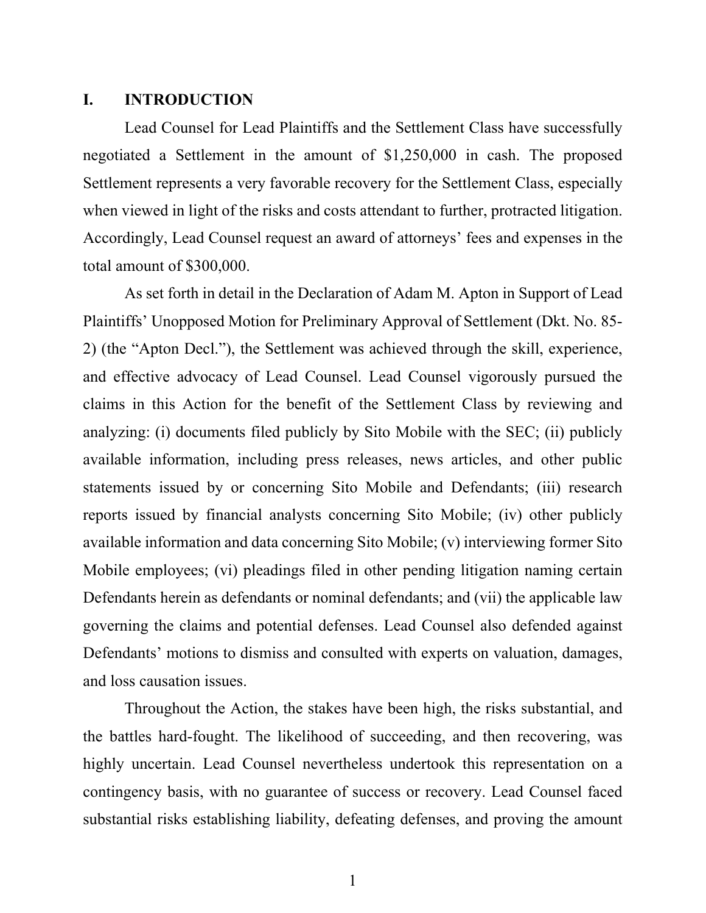## I. INTRODUCTION

Lead Counsel for Lead Plaintiffs and the Settlement Class have successfully negotiated a Settlement in the amount of $1,250,000 in cash. The proposed Settlement represents a very favorable recovery for the Settlement Class, especially when viewed in light of the risks and costs attendant to further, protracted litigation. Accordingly, Lead Counsel request an award of attorneys' fees and expenses in the total amount of $300,000.

As set forth in detail in the Declaration of Adam M. Apton in Support of Lead Plaintiffs' Unopposed Motion for Preliminary Approval of Settlement (Dkt. No. 85-2) (the "Apton Decl."), the Settlement was achieved through the skill, experience, and effective advocacy of Lead Counsel. Lead Counsel vigorously pursued the claims in this Action for the benefit of the Settlement Class by reviewing and analyzing: (i) documents filed publicly by Sito Mobile with the SEC; (ii) publicly available information, including press releases, news articles, and other public statements issued by or concerning Sito Mobile and Defendants; (iii) research reports issued by financial analysts concerning Sito Mobile; (iv) other publicly available information and data concerning Sito Mobile; (v) interviewing former Sito Mobile employees; (vi) pleadings filed in other pending litigation naming certain Defendants herein as defendants or nominal defendants; and (vii) the applicable law governing the claims and potential defenses. Lead Counsel also defended against Defendants' motions to dismiss and consulted with experts on valuation, damages, and loss causation issues.

Throughout the Action, the stakes have been high, the risks substantial, and the battles hard-fought. The likelihood of succeeding, and then recovering, was highly uncertain. Lead Counsel nevertheless undertook this representation on a contingency basis, with no guarantee of success or recovery. Lead Counsel faced substantial risks establishing liability, defeating defenses, and proving the amount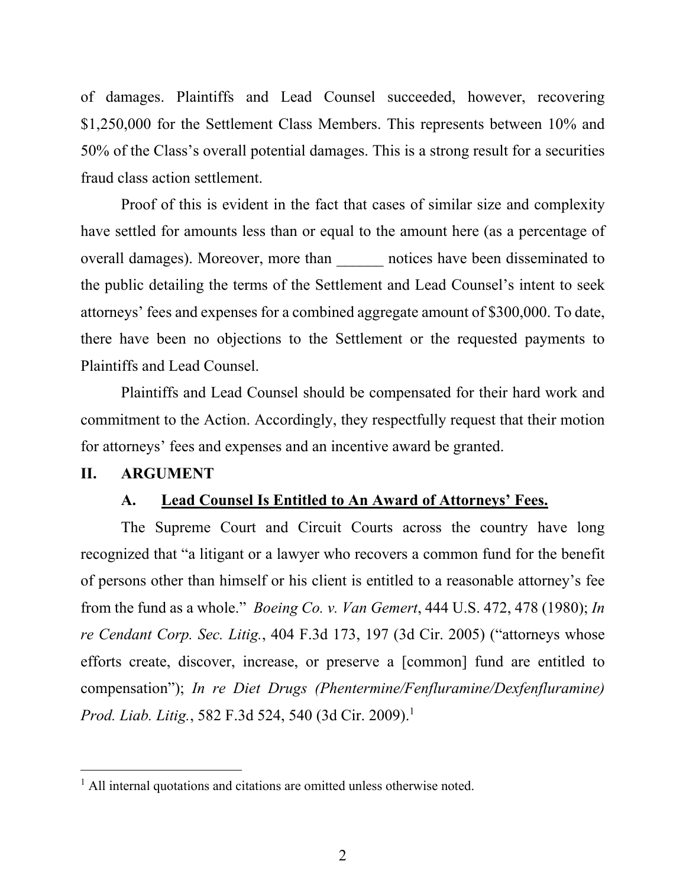of damages. Plaintiffs and Lead Counsel succeeded, however, recovering $1,250,000 for the Settlement Class Members. This represents between 10% and 50% of the Class's overall potential damages. This is a strong result for a securities fraud class action settlement.

Proof of this is evident in the fact that cases of similar size and complexity have settled for amounts less than or equal to the amount here (as a percentage of overall damages). Moreover, more than ______ notices have been disseminated to the public detailing the terms of the Settlement and Lead Counsel's intent to seek attorneys' fees and expenses for a combined aggregate amount of $300,000. To date, there have been no objections to the Settlement or the requested payments to Plaintiffs and Lead Counsel.

Plaintiffs and Lead Counsel should be compensated for their hard work and commitment to the Action. Accordingly, they respectfully request that their motion for attorneys' fees and expenses and an incentive award be granted.

## II. ARGUMENT

### A. Lead Counsel Is Entitled to An Award of Attorneys' Fees.

The Supreme Court and Circuit Courts across the country have long recognized that "a litigant or a lawyer who recovers a common fund for the benefit of persons other than himself or his client is entitled to a reasonable attorney's fee from the fund as a whole." *Boeing Co. v. Van Gemert*, 444 U.S. 472, 478 (1980); *In re Cendant Corp. Sec. Litig.*, 404 F.3d 173, 197 (3d Cir. 2005) ("attorneys whose efforts create, discover, increase, or preserve a [common] fund are entitled to compensation"); *In re Diet Drugs (Phentermine/Fenfluramine/Dexfenfluramine) Prod. Liab. Litig.*, 582 F.3d 524, 540 (3d Cir. 2009).[1]

[1] All internal quotations and citations are omitted unless otherwise noted.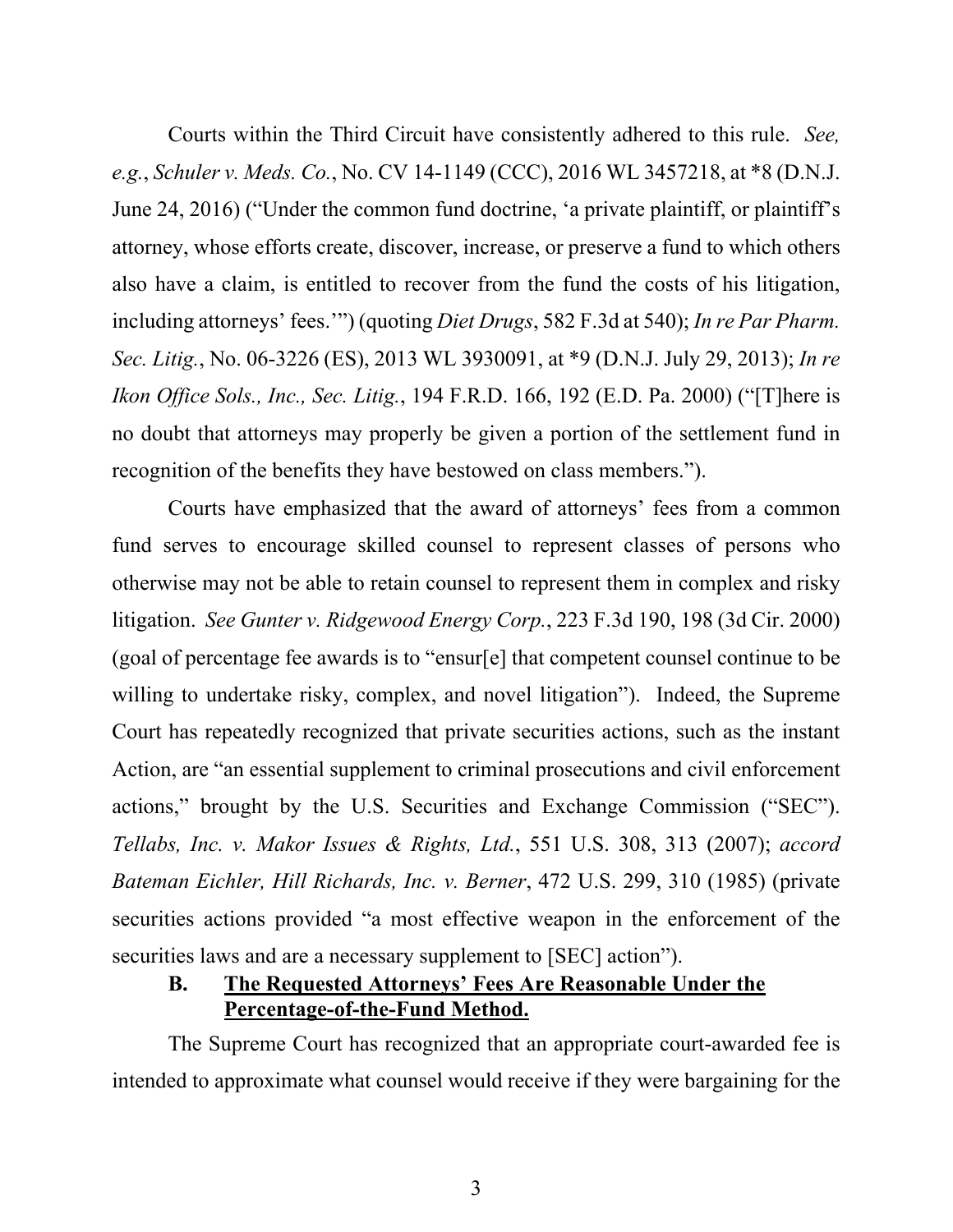Courts within the Third Circuit have consistently adhered to this rule. *See, e.g.*, *Schuler v. Meds. Co.*, No. CV 14-1149 (CCC), 2016 WL 3457218, at *8 (D.N.J. June 24, 2016) ("Under the common fund doctrine, 'a private plaintiff, or plaintiff's attorney, whose efforts create, discover, increase, or preserve a fund to which others also have a claim, is entitled to recover from the fund the costs of his litigation, including attorneys' fees.'") (quoting *Diet Drugs*, 582 F.3d at 540); *In re Par Pharm. Sec. Litig.*, No. 06-3226 (ES), 2013 WL 3930091, at *9 (D.N.J. July 29, 2013); *In re Ikon Office Sols., Inc., Sec. Litig.*, 194 F.R.D. 166, 192 (E.D. Pa. 2000) ("[T]here is no doubt that attorneys may properly be given a portion of the settlement fund in recognition of the benefits they have bestowed on class members.").

Courts have emphasized that the award of attorneys' fees from a common fund serves to encourage skilled counsel to represent classes of persons who otherwise may not be able to retain counsel to represent them in complex and risky litigation. *See Gunter v. Ridgewood Energy Corp.*, 223 F.3d 190, 198 (3d Cir. 2000) (goal of percentage fee awards is to "ensur[e] that competent counsel continue to be willing to undertake risky, complex, and novel litigation"). Indeed, the Supreme Court has repeatedly recognized that private securities actions, such as the instant Action, are "an essential supplement to criminal prosecutions and civil enforcement actions," brought by the U.S. Securities and Exchange Commission ("SEC"). *Tellabs, Inc. v. Makor Issues & Rights, Ltd.*, 551 U.S. 308, 313 (2007); *accord Bateman Eichler, Hill Richards, Inc. v. Berner*, 472 U.S. 299, 310 (1985) (private securities actions provided "a most effective weapon in the enforcement of the securities laws and are a necessary supplement to [SEC] action").

### B. The Requested Attorneys' Fees Are Reasonable Under the Percentage-of-the-Fund Method.

The Supreme Court has recognized that an appropriate court-awarded fee is intended to approximate what counsel would receive if they were bargaining for the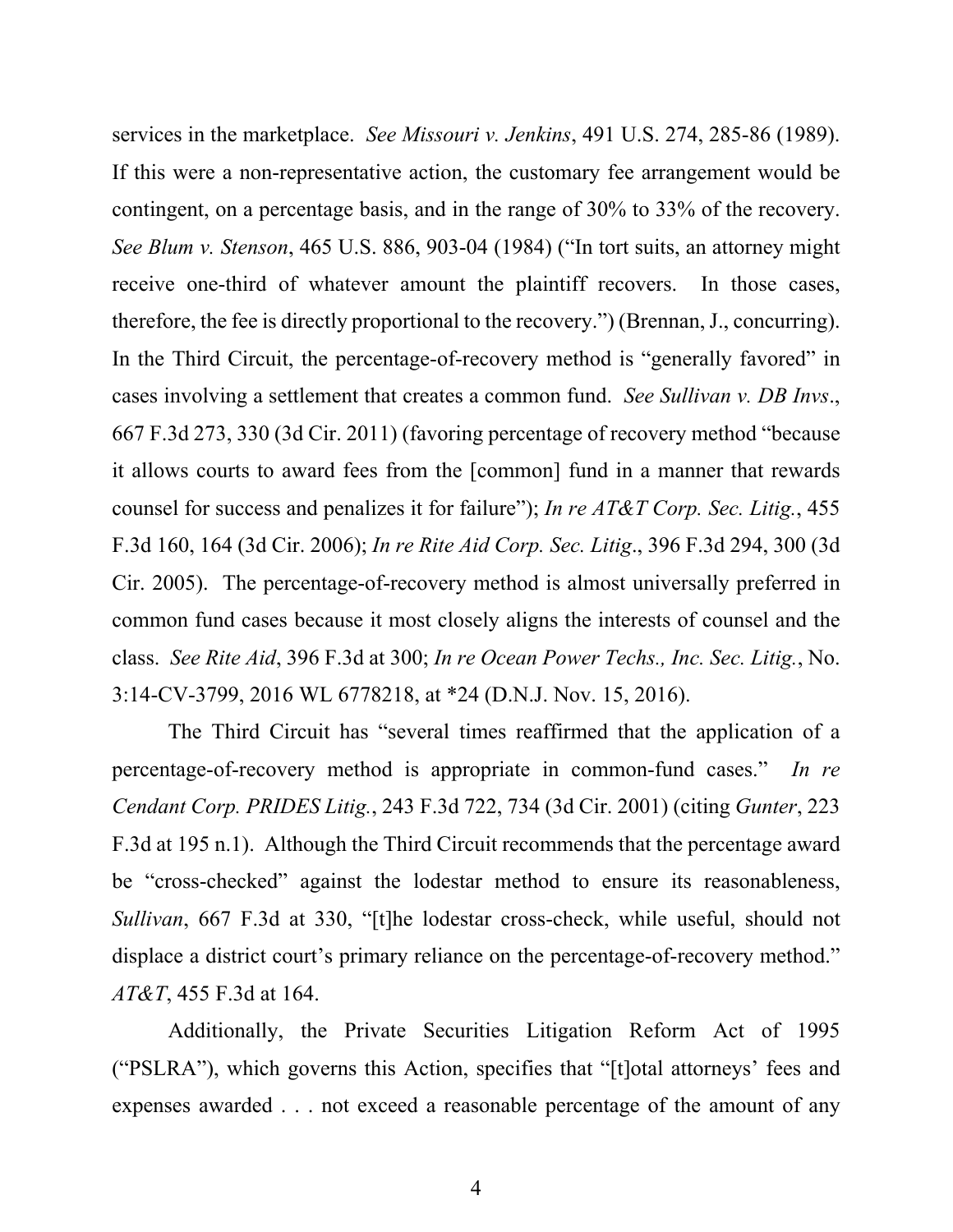services in the marketplace. *See Missouri v. Jenkins*, 491 U.S. 274, 285-86 (1989). If this were a non-representative action, the customary fee arrangement would be contingent, on a percentage basis, and in the range of 30% to 33% of the recovery. *See Blum v. Stenson*, 465 U.S. 886, 903-04 (1984) ("In tort suits, an attorney might receive one-third of whatever amount the plaintiff recovers. In those cases, therefore, the fee is directly proportional to the recovery.") (Brennan, J., concurring). In the Third Circuit, the percentage-of-recovery method is "generally favored" in cases involving a settlement that creates a common fund. *See Sullivan v. DB Invs*., 667 F.3d 273, 330 (3d Cir. 2011) (favoring percentage of recovery method "because it allows courts to award fees from the [common] fund in a manner that rewards counsel for success and penalizes it for failure"); *In re AT&T Corp. Sec. Litig.*, 455 F.3d 160, 164 (3d Cir. 2006); *In re Rite Aid Corp. Sec. Litig*., 396 F.3d 294, 300 (3d Cir. 2005). The percentage-of-recovery method is almost universally preferred in common fund cases because it most closely aligns the interests of counsel and the class. *See Rite Aid*, 396 F.3d at 300; *In re Ocean Power Techs., Inc. Sec. Litig.*, No. 3:14-CV-3799, 2016 WL 6778218, at *24 (D.N.J. Nov. 15, 2016).

The Third Circuit has "several times reaffirmed that the application of a percentage-of-recovery method is appropriate in common-fund cases." *In re Cendant Corp. PRIDES Litig.*, 243 F.3d 722, 734 (3d Cir. 2001) (citing *Gunter*, 223 F.3d at 195 n.1). Although the Third Circuit recommends that the percentage award be "cross-checked" against the lodestar method to ensure its reasonableness, *Sullivan*, 667 F.3d at 330, "[t]he lodestar cross-check, while useful, should not displace a district court's primary reliance on the percentage-of-recovery method." *AT&T*, 455 F.3d at 164.

Additionally, the Private Securities Litigation Reform Act of 1995 ("PSLRA"), which governs this Action, specifies that "[t]otal attorneys' fees and expenses awarded . . . not exceed a reasonable percentage of the amount of any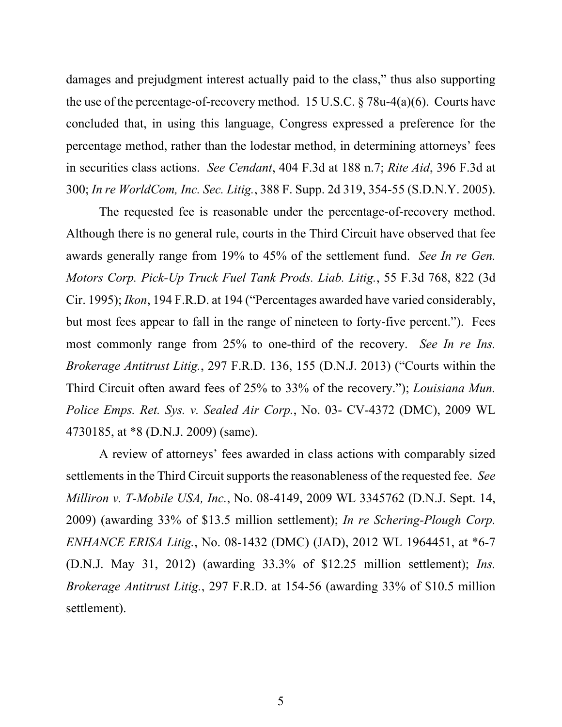damages and prejudgment interest actually paid to the class," thus also supporting the use of the percentage-of-recovery method. 15 U.S.C. § 78u-4(a)(6). Courts have concluded that, in using this language, Congress expressed a preference for the percentage method, rather than the lodestar method, in determining attorneys' fees in securities class actions. *See Cendant*, 404 F.3d at 188 n.7; *Rite Aid*, 396 F.3d at 300; *In re WorldCom, Inc. Sec. Litig.*, 388 F. Supp. 2d 319, 354-55 (S.D.N.Y. 2005).

The requested fee is reasonable under the percentage-of-recovery method. Although there is no general rule, courts in the Third Circuit have observed that fee awards generally range from 19% to 45% of the settlement fund. *See In re Gen. Motors Corp. Pick-Up Truck Fuel Tank Prods. Liab. Litig.*, 55 F.3d 768, 822 (3d Cir. 1995); *Ikon*, 194 F.R.D. at 194 ("Percentages awarded have varied considerably, but most fees appear to fall in the range of nineteen to forty-five percent."). Fees most commonly range from 25% to one-third of the recovery. *See In re Ins. Brokerage Antitrust Litig.*, 297 F.R.D. 136, 155 (D.N.J. 2013) ("Courts within the Third Circuit often award fees of 25% to 33% of the recovery."); *Louisiana Mun. Police Emps. Ret. Sys. v. Sealed Air Corp.*, No. 03- CV-4372 (DMC), 2009 WL 4730185, at *8 (D.N.J. 2009) (same).

A review of attorneys' fees awarded in class actions with comparably sized settlements in the Third Circuit supports the reasonableness of the requested fee. *See Milliron v. T-Mobile USA, Inc.*, No. 08-4149, 2009 WL 3345762 (D.N.J. Sept. 14, 2009) (awarding 33% of $13.5 million settlement); *In re Schering-Plough Corp. ENHANCE ERISA Litig.*, No. 08-1432 (DMC) (JAD), 2012 WL 1964451, at *6-7 (D.N.J. May 31, 2012) (awarding 33.3% of $12.25 million settlement); *Ins. Brokerage Antitrust Litig.*, 297 F.R.D. at 154-56 (awarding 33% of $10.5 million settlement).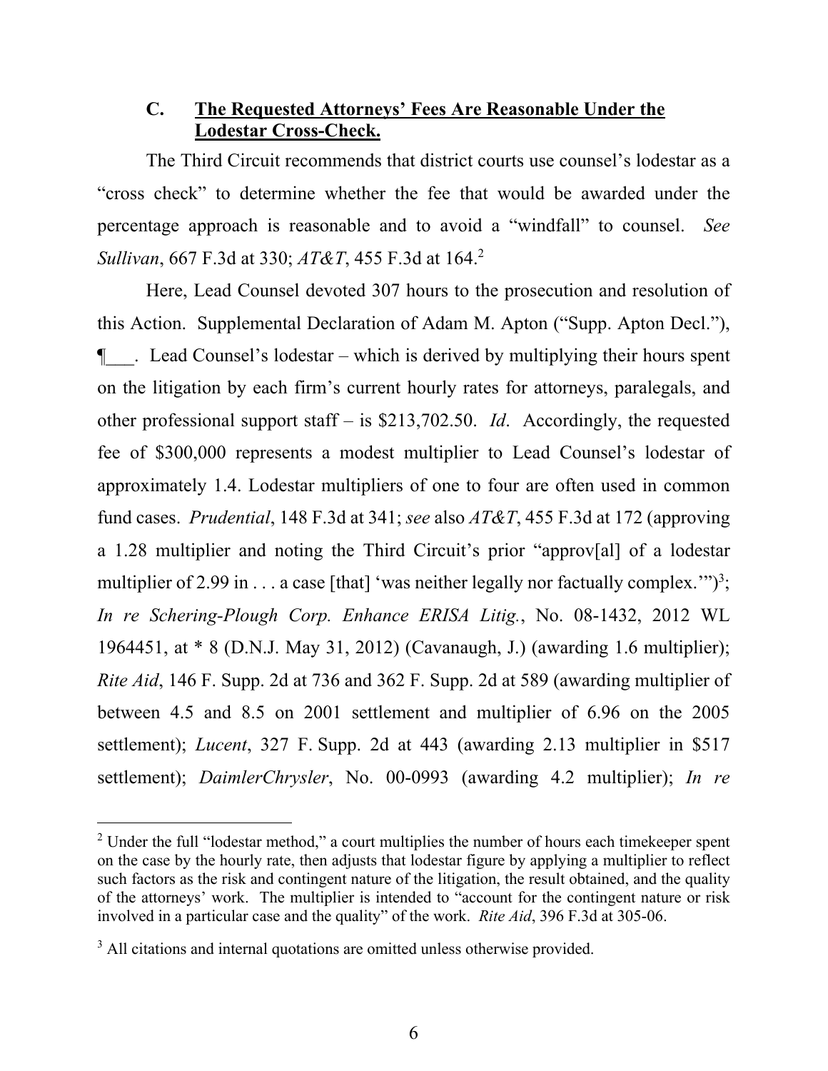### C. <u>The Requested Attorneys' Fees Are Reasonable Under the Lodestar Cross-Check.</u>

The Third Circuit recommends that district courts use counsel's lodestar as a "cross check" to determine whether the fee that would be awarded under the percentage approach is reasonable and to avoid a "windfall" to counsel. *See Sullivan*, 667 F.3d at 330; *AT&T*, 455 F.3d at 164.[2]

Here, Lead Counsel devoted 307 hours to the prosecution and resolution of this Action. Supplemental Declaration of Adam M. Apton ("Supp. Apton Decl."), ¶___. Lead Counsel's lodestar – which is derived by multiplying their hours spent on the litigation by each firm's current hourly rates for attorneys, paralegals, and other professional support staff – is $213,702.50. *Id*. Accordingly, the requested fee of $300,000 represents a modest multiplier to Lead Counsel's lodestar of approximately 1.4. Lodestar multipliers of one to four are often used in common fund cases. *Prudential*, 148 F.3d at 341; *see* also *AT&T*, 455 F.3d at 172 (approving a 1.28 multiplier and noting the Third Circuit's prior "approv[al] of a lodestar multiplier of 2.99 in . . . a case [that] 'was neither legally nor factually complex.'")[3]; *In re Schering-Plough Corp. Enhance ERISA Litig.*, No. 08-1432, 2012 WL 1964451, at * 8 (D.N.J. May 31, 2012) (Cavanaugh, J.) (awarding 1.6 multiplier); *Rite Aid*, 146 F. Supp. 2d at 736 and 362 F. Supp. 2d at 589 (awarding multiplier of between 4.5 and 8.5 on 2001 settlement and multiplier of 6.96 on the 2005 settlement); *Lucent*, 327 F. Supp. 2d at 443 (awarding 2.13 multiplier in $517 settlement); *DaimlerChrysler*, No. 00-0993 (awarding 4.2 multiplier); *In re*

---

[2] Under the full "lodestar method," a court multiplies the number of hours each timekeeper spent on the case by the hourly rate, then adjusts that lodestar figure by applying a multiplier to reflect such factors as the risk and contingent nature of the litigation, the result obtained, and the quality of the attorneys' work. The multiplier is intended to "account for the contingent nature or risk involved in a particular case and the quality" of the work. *Rite Aid*, 396 F.3d at 305-06.

[3] All citations and internal quotations are omitted unless otherwise provided.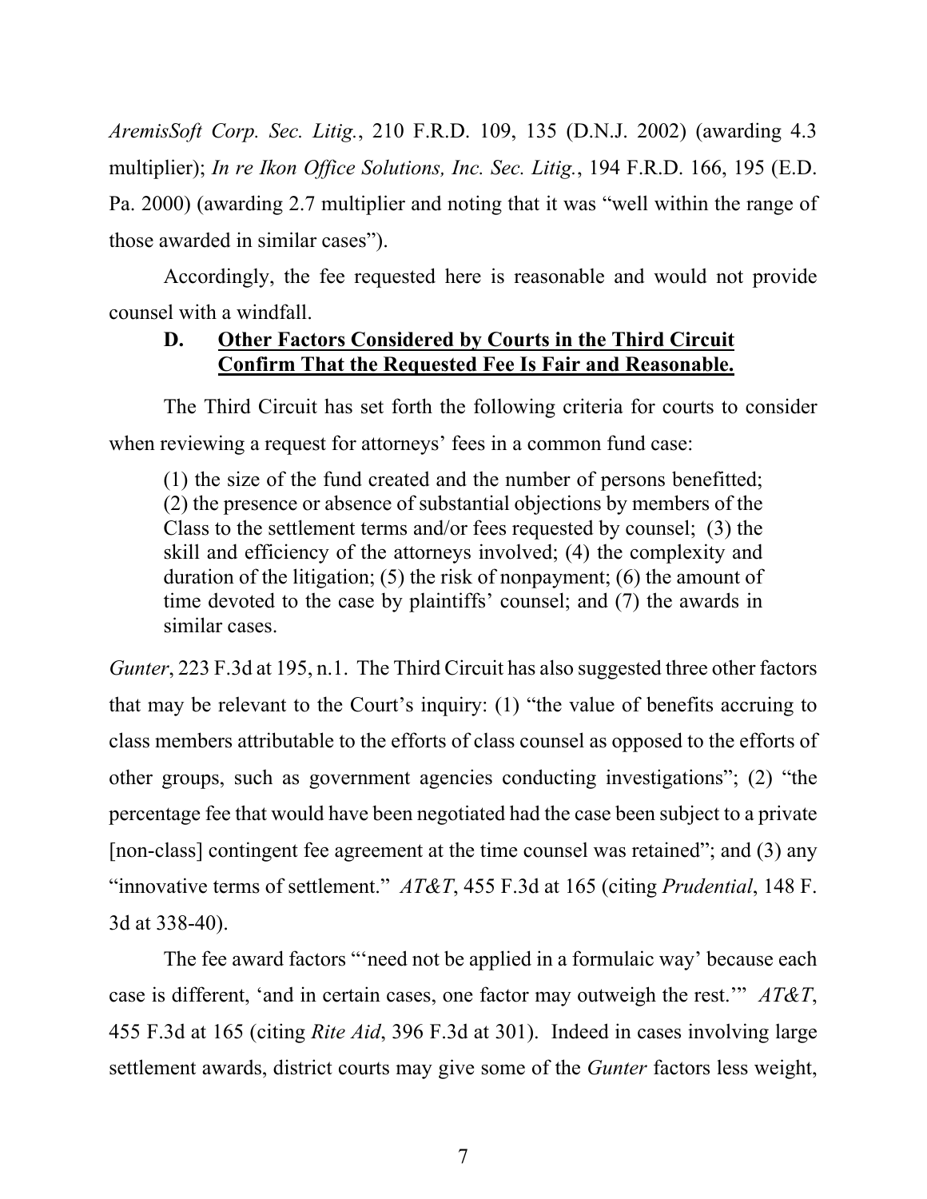*AremisSoft Corp. Sec. Litig.*, 210 F.R.D. 109, 135 (D.N.J. 2002) (awarding 4.3 multiplier); *In re Ikon Office Solutions, Inc. Sec. Litig.*, 194 F.R.D. 166, 195 (E.D. Pa. 2000) (awarding 2.7 multiplier and noting that it was "well within the range of those awarded in similar cases").

Accordingly, the fee requested here is reasonable and would not provide counsel with a windfall.

### D. <u>Other Factors Considered by Courts in the Third Circuit Confirm That the Requested Fee Is Fair and Reasonable.</u>

The Third Circuit has set forth the following criteria for courts to consider when reviewing a request for attorneys' fees in a common fund case:

> (1) the size of the fund created and the number of persons benefitted; (2) the presence or absence of substantial objections by members of the Class to the settlement terms and/or fees requested by counsel; (3) the skill and efficiency of the attorneys involved; (4) the complexity and duration of the litigation; (5) the risk of nonpayment; (6) the amount of time devoted to the case by plaintiffs' counsel; and (7) the awards in similar cases.

*Gunter*, 223 F.3d at 195, n.1. The Third Circuit has also suggested three other factors that may be relevant to the Court's inquiry: (1) "the value of benefits accruing to class members attributable to the efforts of class counsel as opposed to the efforts of other groups, such as government agencies conducting investigations"; (2) "the percentage fee that would have been negotiated had the case been subject to a private [non-class] contingent fee agreement at the time counsel was retained"; and (3) any "innovative terms of settlement." *AT&T*, 455 F.3d at 165 (citing *Prudential*, 148 F. 3d at 338-40).

The fee award factors "'need not be applied in a formulaic way' because each case is different, 'and in certain cases, one factor may outweigh the rest.'" *AT&T*, 455 F.3d at 165 (citing *Rite Aid*, 396 F.3d at 301). Indeed in cases involving large settlement awards, district courts may give some of the *Gunter* factors less weight,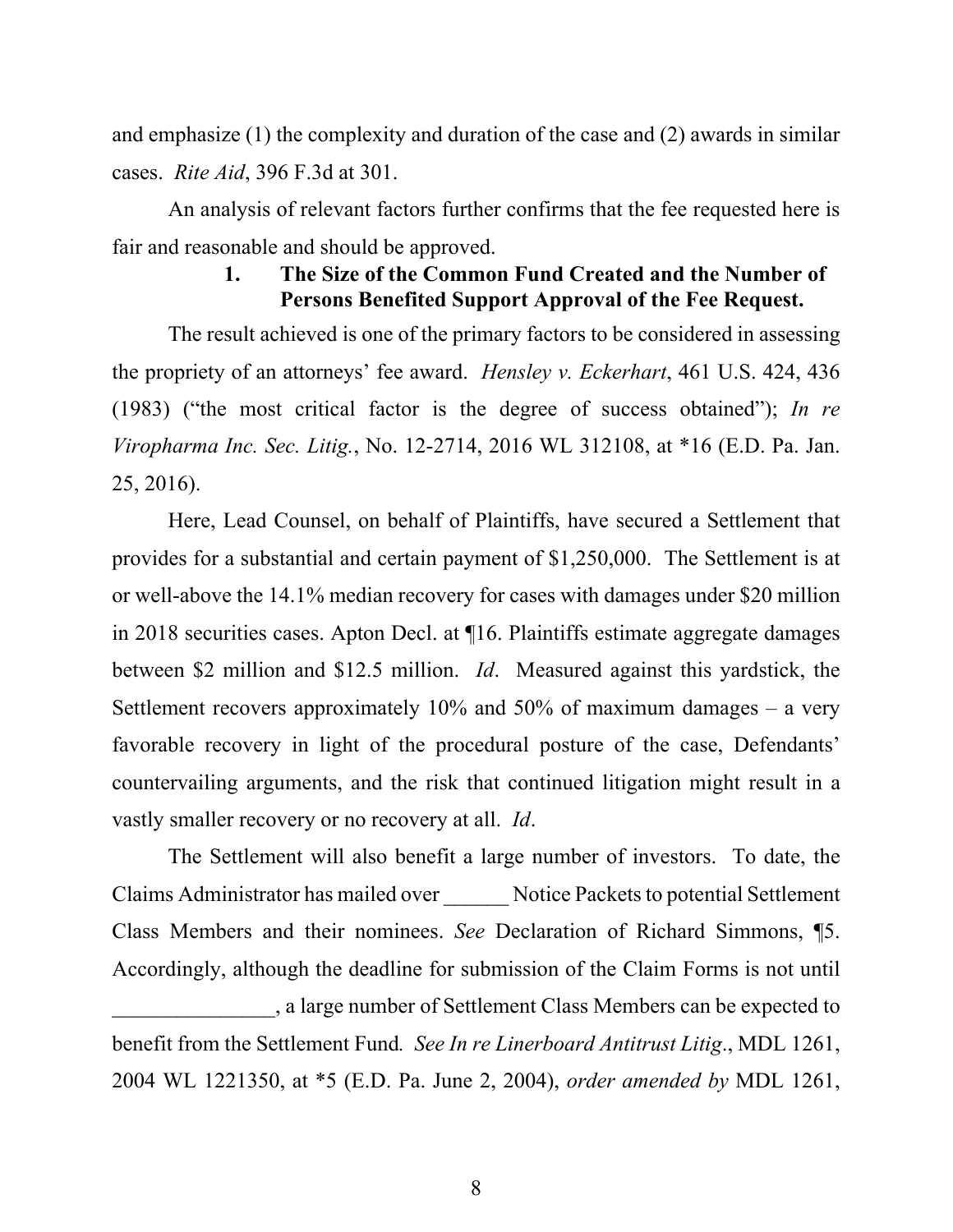and emphasize (1) the complexity and duration of the case and (2) awards in similar cases. *Rite Aid*, 396 F.3d at 301.

An analysis of relevant factors further confirms that the fee requested here is fair and reasonable and should be approved.

### 1. The Size of the Common Fund Created and the Number of Persons Benefited Support Approval of the Fee Request.

The result achieved is one of the primary factors to be considered in assessing the propriety of an attorneys' fee award. *Hensley v. Eckerhart*, 461 U.S. 424, 436 (1983) ("the most critical factor is the degree of success obtained"); *In re Viropharma Inc. Sec. Litig.*, No. 12-2714, 2016 WL 312108, at *16 (E.D. Pa. Jan. 25, 2016).

Here, Lead Counsel, on behalf of Plaintiffs, have secured a Settlement that provides for a substantial and certain payment of $1,250,000. The Settlement is at or well-above the 14.1% median recovery for cases with damages under $20 million in 2018 securities cases. Apton Decl. at ¶16. Plaintiffs estimate aggregate damages between $2 million and $12.5 million. *Id*. Measured against this yardstick, the Settlement recovers approximately 10% and 50% of maximum damages – a very favorable recovery in light of the procedural posture of the case, Defendants' countervailing arguments, and the risk that continued litigation might result in a vastly smaller recovery or no recovery at all. *Id*.

The Settlement will also benefit a large number of investors. To date, the Claims Administrator has mailed over ______ Notice Packets to potential Settlement Class Members and their nominees. *See* Declaration of Richard Simmons, ¶5. Accordingly, although the deadline for submission of the Claim Forms is not until _______________, a large number of Settlement Class Members can be expected to benefit from the Settlement Fund*. See In re Linerboard Antitrust Litig*., MDL 1261, 2004 WL 1221350, at *5 (E.D. Pa. June 2, 2004), *order amended by* MDL 1261,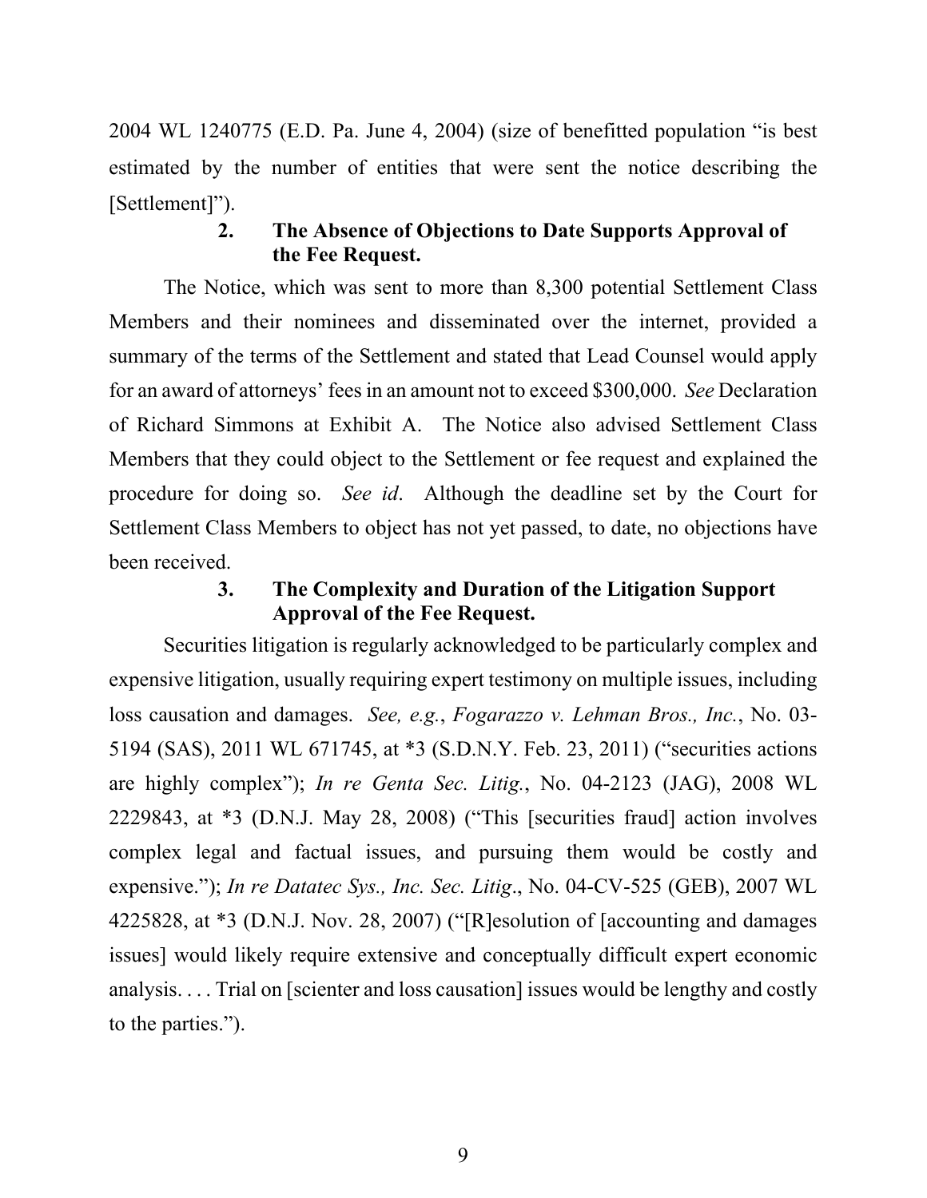2004 WL 1240775 (E.D. Pa. June 4, 2004) (size of benefitted population "is best estimated by the number of entities that were sent the notice describing the [Settlement]").

### 2. The Absence of Objections to Date Supports Approval of the Fee Request.

The Notice, which was sent to more than 8,300 potential Settlement Class Members and their nominees and disseminated over the internet, provided a summary of the terms of the Settlement and stated that Lead Counsel would apply for an award of attorneys' fees in an amount not to exceed $300,000. *See* Declaration of Richard Simmons at Exhibit A. The Notice also advised Settlement Class Members that they could object to the Settlement or fee request and explained the procedure for doing so. *See id*. Although the deadline set by the Court for Settlement Class Members to object has not yet passed, to date, no objections have been received.

### 3. The Complexity and Duration of the Litigation Support Approval of the Fee Request.

Securities litigation is regularly acknowledged to be particularly complex and expensive litigation, usually requiring expert testimony on multiple issues, including loss causation and damages. *See, e.g.*, *Fogarazzo v. Lehman Bros., Inc.*, No. 03-5194 (SAS), 2011 WL 671745, at *3 (S.D.N.Y. Feb. 23, 2011) ("securities actions are highly complex"); *In re Genta Sec. Litig.*, No. 04-2123 (JAG), 2008 WL 2229843, at *3 (D.N.J. May 28, 2008) ("This [securities fraud] action involves complex legal and factual issues, and pursuing them would be costly and expensive."); *In re Datatec Sys., Inc. Sec. Litig*., No. 04-CV-525 (GEB), 2007 WL 4225828, at *3 (D.N.J. Nov. 28, 2007) ("[R]esolution of [accounting and damages issues] would likely require extensive and conceptually difficult expert economic analysis. . . . Trial on [scienter and loss causation] issues would be lengthy and costly to the parties.").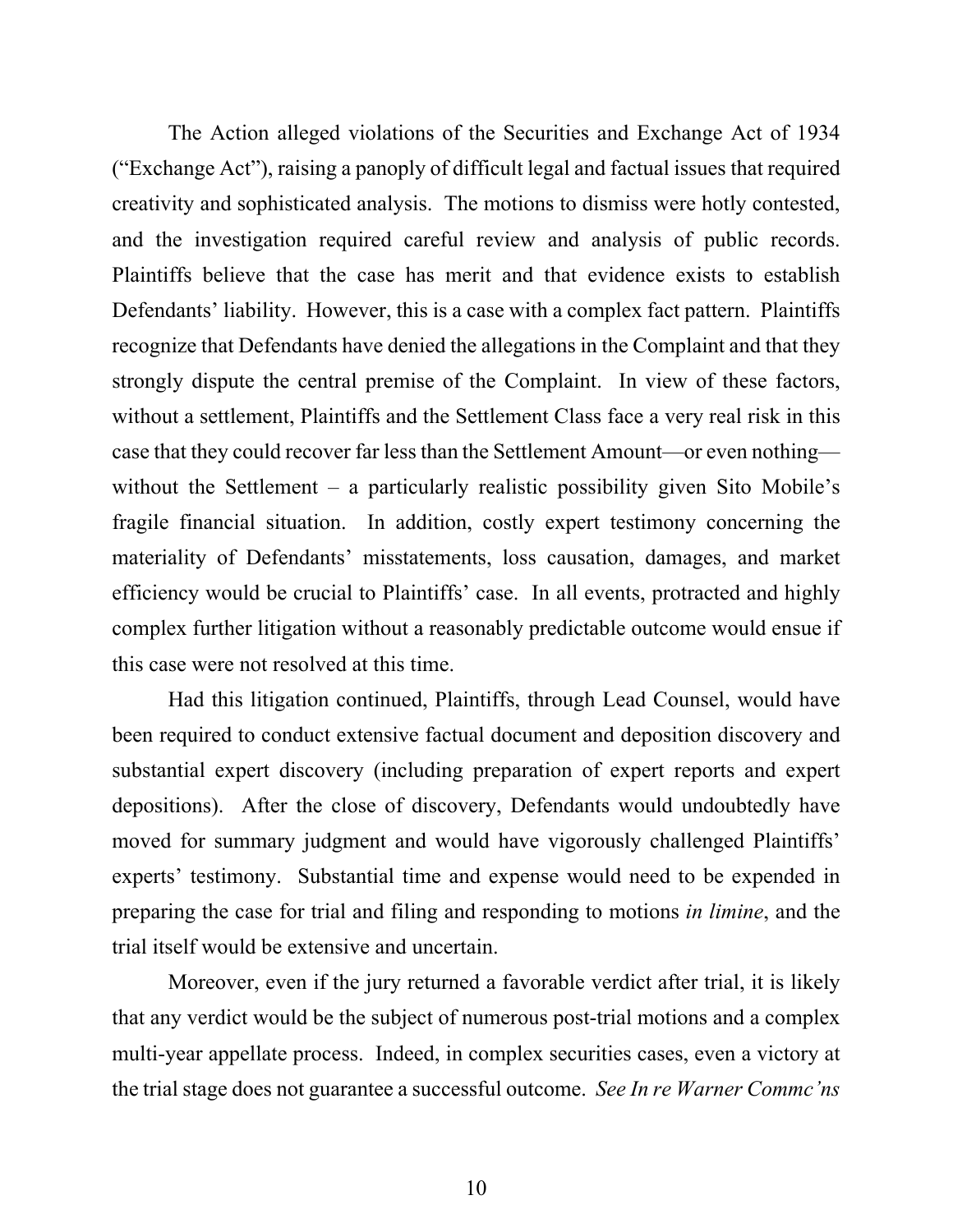The Action alleged violations of the Securities and Exchange Act of 1934 ("Exchange Act"), raising a panoply of difficult legal and factual issues that required creativity and sophisticated analysis. The motions to dismiss were hotly contested, and the investigation required careful review and analysis of public records. Plaintiffs believe that the case has merit and that evidence exists to establish Defendants' liability. However, this is a case with a complex fact pattern. Plaintiffs recognize that Defendants have denied the allegations in the Complaint and that they strongly dispute the central premise of the Complaint. In view of these factors, without a settlement, Plaintiffs and the Settlement Class face a very real risk in this case that they could recover far less than the Settlement Amount—or even nothing—without the Settlement – a particularly realistic possibility given Sito Mobile's fragile financial situation. In addition, costly expert testimony concerning the materiality of Defendants' misstatements, loss causation, damages, and market efficiency would be crucial to Plaintiffs' case. In all events, protracted and highly complex further litigation without a reasonably predictable outcome would ensue if this case were not resolved at this time.

Had this litigation continued, Plaintiffs, through Lead Counsel, would have been required to conduct extensive factual document and deposition discovery and substantial expert discovery (including preparation of expert reports and expert depositions). After the close of discovery, Defendants would undoubtedly have moved for summary judgment and would have vigorously challenged Plaintiffs' experts' testimony. Substantial time and expense would need to be expended in preparing the case for trial and filing and responding to motions *in limine*, and the trial itself would be extensive and uncertain.

Moreover, even if the jury returned a favorable verdict after trial, it is likely that any verdict would be the subject of numerous post-trial motions and a complex multi-year appellate process. Indeed, in complex securities cases, even a victory at the trial stage does not guarantee a successful outcome. *See In re Warner Commc'ns*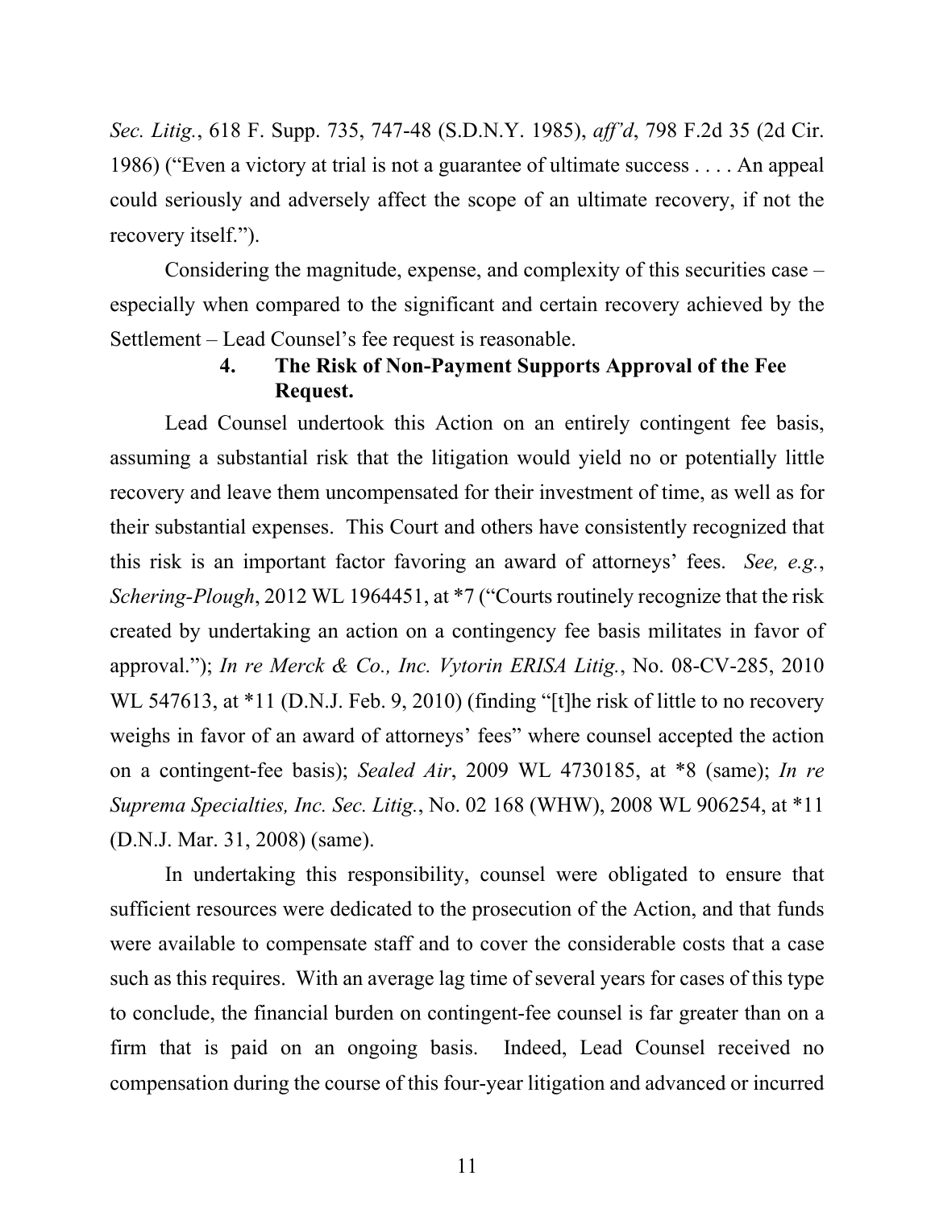*Sec. Litig.*, 618 F. Supp. 735, 747-48 (S.D.N.Y. 1985), *aff'd*, 798 F.2d 35 (2d Cir. 1986) ("Even a victory at trial is not a guarantee of ultimate success . . . . An appeal could seriously and adversely affect the scope of an ultimate recovery, if not the recovery itself.").

Considering the magnitude, expense, and complexity of this securities case – especially when compared to the significant and certain recovery achieved by the Settlement – Lead Counsel's fee request is reasonable.

#### 4. The Risk of Non-Payment Supports Approval of the Fee Request.

Lead Counsel undertook this Action on an entirely contingent fee basis, assuming a substantial risk that the litigation would yield no or potentially little recovery and leave them uncompensated for their investment of time, as well as for their substantial expenses. This Court and others have consistently recognized that this risk is an important factor favoring an award of attorneys' fees. *See, e.g.*, *Schering-Plough*, 2012 WL 1964451, at *7 ("Courts routinely recognize that the risk created by undertaking an action on a contingency fee basis militates in favor of approval."); *In re Merck & Co., Inc. Vytorin ERISA Litig.*, No. 08-CV-285, 2010 WL 547613, at *11 (D.N.J. Feb. 9, 2010) (finding "[t]he risk of little to no recovery weighs in favor of an award of attorneys' fees" where counsel accepted the action on a contingent-fee basis); *Sealed Air*, 2009 WL 4730185, at *8 (same); *In re Suprema Specialties, Inc. Sec. Litig.*, No. 02 168 (WHW), 2008 WL 906254, at *11 (D.N.J. Mar. 31, 2008) (same).

In undertaking this responsibility, counsel were obligated to ensure that sufficient resources were dedicated to the prosecution of the Action, and that funds were available to compensate staff and to cover the considerable costs that a case such as this requires. With an average lag time of several years for cases of this type to conclude, the financial burden on contingent-fee counsel is far greater than on a firm that is paid on an ongoing basis. Indeed, Lead Counsel received no compensation during the course of this four-year litigation and advanced or incurred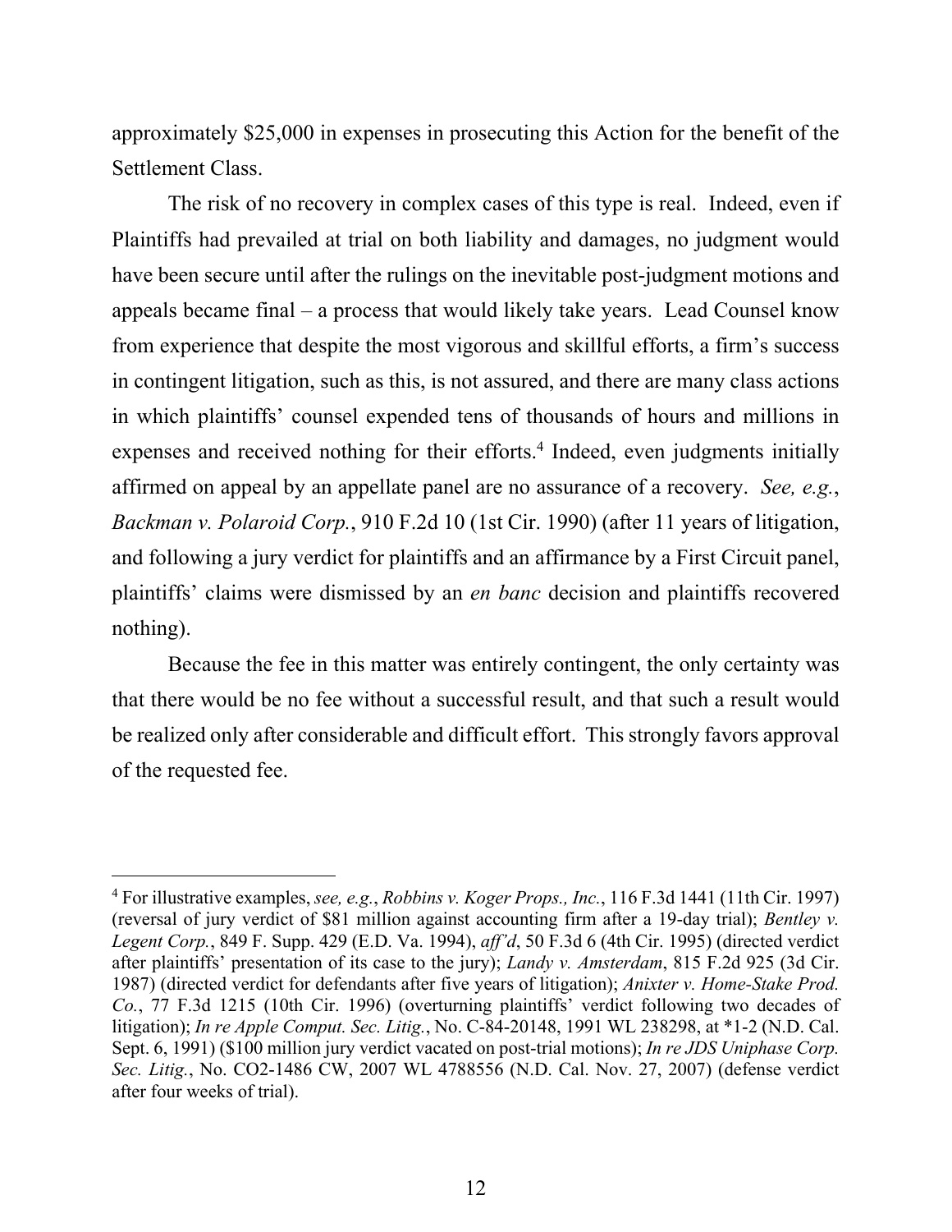approximately $25,000 in expenses in prosecuting this Action for the benefit of the Settlement Class.

The risk of no recovery in complex cases of this type is real. Indeed, even if Plaintiffs had prevailed at trial on both liability and damages, no judgment would have been secure until after the rulings on the inevitable post-judgment motions and appeals became final – a process that would likely take years. Lead Counsel know from experience that despite the most vigorous and skillful efforts, a firm's success in contingent litigation, such as this, is not assured, and there are many class actions in which plaintiffs' counsel expended tens of thousands of hours and millions in expenses and received nothing for their efforts.[4] Indeed, even judgments initially affirmed on appeal by an appellate panel are no assurance of a recovery. *See, e.g.*, *Backman v. Polaroid Corp.*, 910 F.2d 10 (1st Cir. 1990) (after 11 years of litigation, and following a jury verdict for plaintiffs and an affirmance by a First Circuit panel, plaintiffs' claims were dismissed by an *en banc* decision and plaintiffs recovered nothing).

Because the fee in this matter was entirely contingent, the only certainty was that there would be no fee without a successful result, and that such a result would be realized only after considerable and difficult effort. This strongly favors approval of the requested fee.

---

[4] For illustrative examples, *see, e.g.*, *Robbins v. Koger Props., Inc.*, 116 F.3d 1441 (11th Cir. 1997) (reversal of jury verdict of $81 million against accounting firm after a 19-day trial); *Bentley v. Legent Corp.*, 849 F. Supp. 429 (E.D. Va. 1994), *aff'd*, 50 F.3d 6 (4th Cir. 1995) (directed verdict after plaintiffs' presentation of its case to the jury); *Landy v. Amsterdam*, 815 F.2d 925 (3d Cir. 1987) (directed verdict for defendants after five years of litigation); *Anixter v. Home-Stake Prod. Co.*, 77 F.3d 1215 (10th Cir. 1996) (overturning plaintiffs' verdict following two decades of litigation); *In re Apple Comput. Sec. Litig.*, No. C-84-20148, 1991 WL 238298, at *1-2 (N.D. Cal. Sept. 6, 1991) ($100 million jury verdict vacated on post-trial motions); *In re JDS Uniphase Corp. Sec. Litig.*, No. CO2-1486 CW, 2007 WL 4788556 (N.D. Cal. Nov. 27, 2007) (defense verdict after four weeks of trial).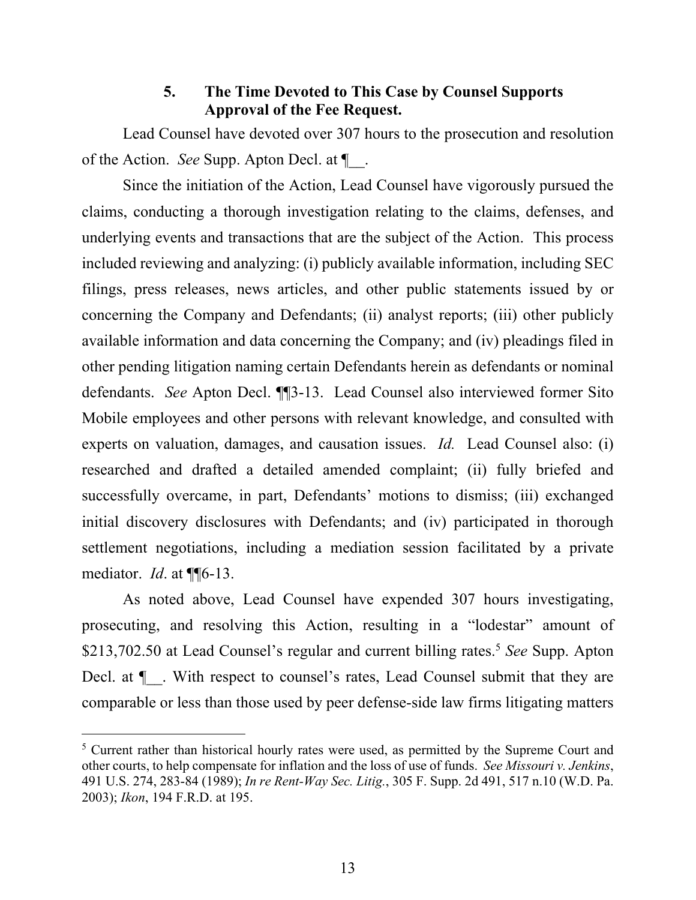### 5. The Time Devoted to This Case by Counsel Supports Approval of the Fee Request.

Lead Counsel have devoted over 307 hours to the prosecution and resolution of the Action. *See* Supp. Apton Decl. at ¶__.

Since the initiation of the Action, Lead Counsel have vigorously pursued the claims, conducting a thorough investigation relating to the claims, defenses, and underlying events and transactions that are the subject of the Action. This process included reviewing and analyzing: (i) publicly available information, including SEC filings, press releases, news articles, and other public statements issued by or concerning the Company and Defendants; (ii) analyst reports; (iii) other publicly available information and data concerning the Company; and (iv) pleadings filed in other pending litigation naming certain Defendants herein as defendants or nominal defendants. *See* Apton Decl. ¶¶3-13. Lead Counsel also interviewed former Sito Mobile employees and other persons with relevant knowledge, and consulted with experts on valuation, damages, and causation issues. *Id.* Lead Counsel also: (i) researched and drafted a detailed amended complaint; (ii) fully briefed and successfully overcame, in part, Defendants' motions to dismiss; (iii) exchanged initial discovery disclosures with Defendants; and (iv) participated in thorough settlement negotiations, including a mediation session facilitated by a private mediator. *Id*. at ¶¶6-13.

As noted above, Lead Counsel have expended 307 hours investigating, prosecuting, and resolving this Action, resulting in a "lodestar" amount of $213,702.50 at Lead Counsel's regular and current billing rates.[5] *See* Supp. Apton Decl. at ¶__. With respect to counsel's rates, Lead Counsel submit that they are comparable or less than those used by peer defense-side law firms litigating matters

[5] Current rather than historical hourly rates were used, as permitted by the Supreme Court and other courts, to help compensate for inflation and the loss of use of funds. *See Missouri v. Jenkins*, 491 U.S. 274, 283-84 (1989); *In re Rent-Way Sec. Litig.*, 305 F. Supp. 2d 491, 517 n.10 (W.D. Pa. 2003); *Ikon*, 194 F.R.D. at 195.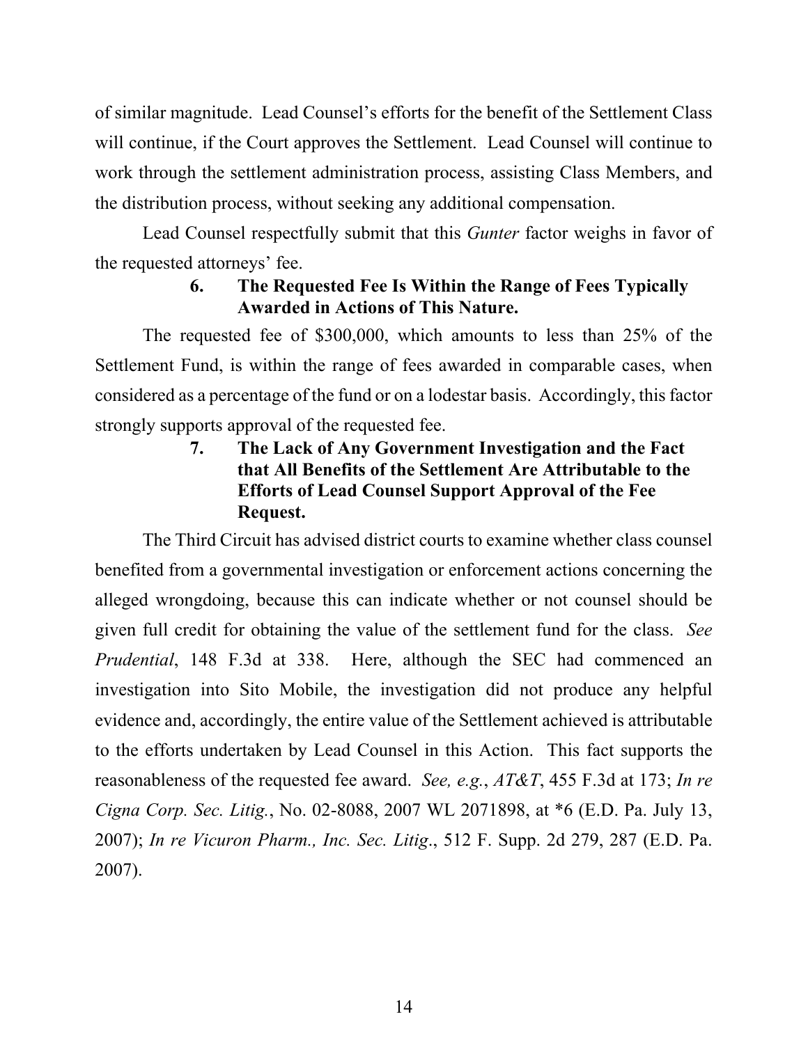of similar magnitude. Lead Counsel's efforts for the benefit of the Settlement Class will continue, if the Court approves the Settlement. Lead Counsel will continue to work through the settlement administration process, assisting Class Members, and the distribution process, without seeking any additional compensation.

Lead Counsel respectfully submit that this *Gunter* factor weighs in favor of the requested attorneys' fee.

**6. The Requested Fee Is Within the Range of Fees Typically Awarded in Actions of This Nature.**

The requested fee of $300,000, which amounts to less than 25% of the Settlement Fund, is within the range of fees awarded in comparable cases, when considered as a percentage of the fund or on a lodestar basis. Accordingly, this factor strongly supports approval of the requested fee.

**7. The Lack of Any Government Investigation and the Fact that All Benefits of the Settlement Are Attributable to the Efforts of Lead Counsel Support Approval of the Fee Request.**

The Third Circuit has advised district courts to examine whether class counsel benefited from a governmental investigation or enforcement actions concerning the alleged wrongdoing, because this can indicate whether or not counsel should be given full credit for obtaining the value of the settlement fund for the class. *See Prudential*, 148 F.3d at 338. Here, although the SEC had commenced an investigation into Sito Mobile, the investigation did not produce any helpful evidence and, accordingly, the entire value of the Settlement achieved is attributable to the efforts undertaken by Lead Counsel in this Action. This fact supports the reasonableness of the requested fee award. *See, e.g.*, *AT&T*, 455 F.3d at 173; *In re Cigna Corp. Sec. Litig.*, No. 02-8088, 2007 WL 2071898, at *6 (E.D. Pa. July 13, 2007); *In re Vicuron Pharm., Inc. Sec. Litig.*, 512 F. Supp. 2d 279, 287 (E.D. Pa. 2007).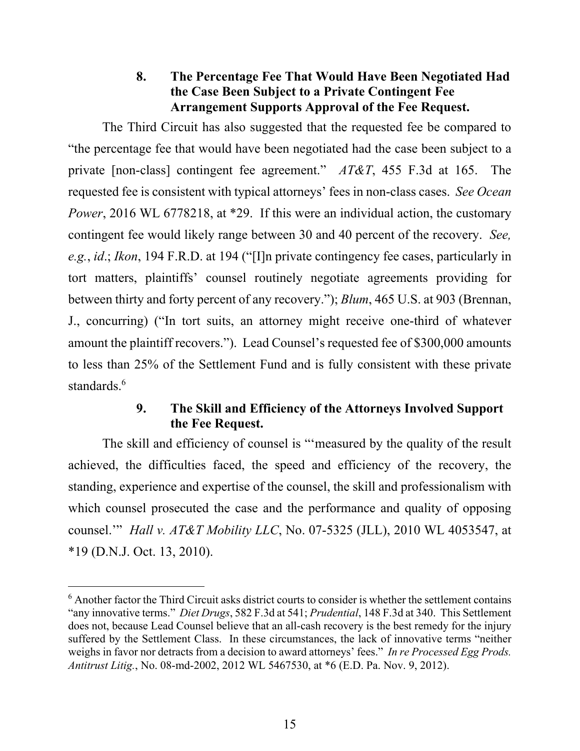### 8. The Percentage Fee That Would Have Been Negotiated Had the Case Been Subject to a Private Contingent Fee Arrangement Supports Approval of the Fee Request.

The Third Circuit has also suggested that the requested fee be compared to "the percentage fee that would have been negotiated had the case been subject to a private [non-class] contingent fee agreement." *AT&T*, 455 F.3d at 165. The requested fee is consistent with typical attorneys' fees in non-class cases. *See Ocean Power*, 2016 WL 6778218, at *29. If this were an individual action, the customary contingent fee would likely range between 30 and 40 percent of the recovery. *See, e.g.*, *id*.; *Ikon*, 194 F.R.D. at 194 ("[I]n private contingency fee cases, particularly in tort matters, plaintiffs' counsel routinely negotiate agreements providing for between thirty and forty percent of any recovery."); *Blum*, 465 U.S. at 903 (Brennan, J., concurring) ("In tort suits, an attorney might receive one-third of whatever amount the plaintiff recovers."). Lead Counsel's requested fee of $300,000 amounts to less than 25% of the Settlement Fund and is fully consistent with these private standards.[6]

### 9. The Skill and Efficiency of the Attorneys Involved Support the Fee Request.

The skill and efficiency of counsel is "'measured by the quality of the result achieved, the difficulties faced, the speed and efficiency of the recovery, the standing, experience and expertise of the counsel, the skill and professionalism with which counsel prosecuted the case and the performance and quality of opposing counsel.'" *Hall v. AT&T Mobility LLC*, No. 07-5325 (JLL), 2010 WL 4053547, at *19 (D.N.J. Oct. 13, 2010).

---

[6] Another factor the Third Circuit asks district courts to consider is whether the settlement contains "any innovative terms." *Diet Drugs*, 582 F.3d at 541; *Prudential*, 148 F.3d at 340. This Settlement does not, because Lead Counsel believe that an all-cash recovery is the best remedy for the injury suffered by the Settlement Class. In these circumstances, the lack of innovative terms "neither weighs in favor nor detracts from a decision to award attorneys' fees." *In re Processed Egg Prods. Antitrust Litig.*, No. 08-md-2002, 2012 WL 5467530, at *6 (E.D. Pa. Nov. 9, 2012).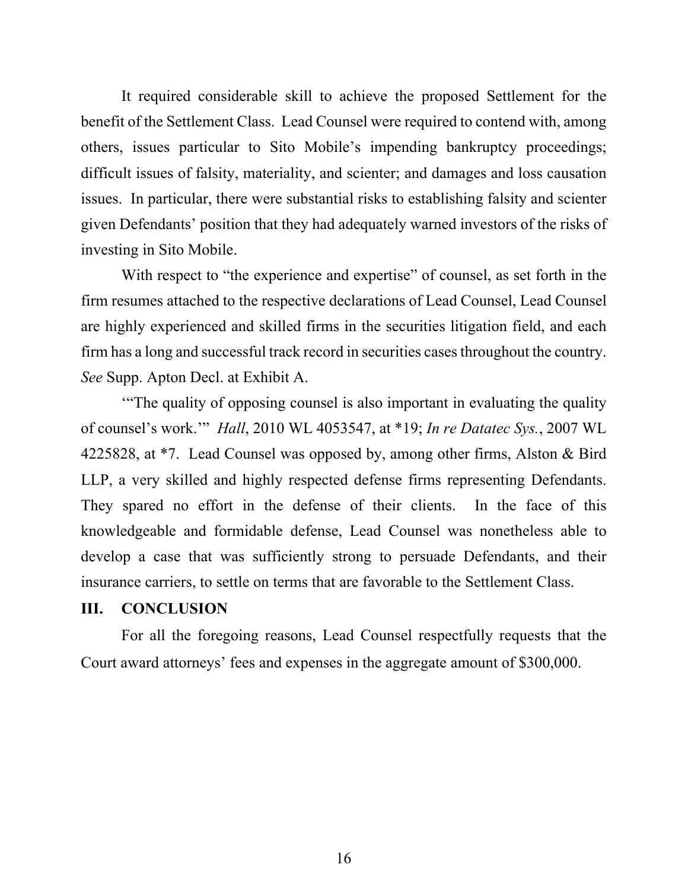It required considerable skill to achieve the proposed Settlement for the benefit of the Settlement Class. Lead Counsel were required to contend with, among others, issues particular to Sito Mobile's impending bankruptcy proceedings; difficult issues of falsity, materiality, and scienter; and damages and loss causation issues. In particular, there were substantial risks to establishing falsity and scienter given Defendants' position that they had adequately warned investors of the risks of investing in Sito Mobile.

With respect to "the experience and expertise" of counsel, as set forth in the firm resumes attached to the respective declarations of Lead Counsel, Lead Counsel are highly experienced and skilled firms in the securities litigation field, and each firm has a long and successful track record in securities cases throughout the country. *See* Supp. Apton Decl. at Exhibit A.

'"The quality of opposing counsel is also important in evaluating the quality of counsel's work.'" *Hall*, 2010 WL 4053547, at *19; *In re Datatec Sys.*, 2007 WL 4225828, at *7. Lead Counsel was opposed by, among other firms, Alston & Bird LLP, a very skilled and highly respected defense firms representing Defendants. They spared no effort in the defense of their clients. In the face of this knowledgeable and formidable defense, Lead Counsel was nonetheless able to develop a case that was sufficiently strong to persuade Defendants, and their insurance carriers, to settle on terms that are favorable to the Settlement Class.

## III. CONCLUSION

For all the foregoing reasons, Lead Counsel respectfully requests that the Court award attorneys' fees and expenses in the aggregate amount of $300,000.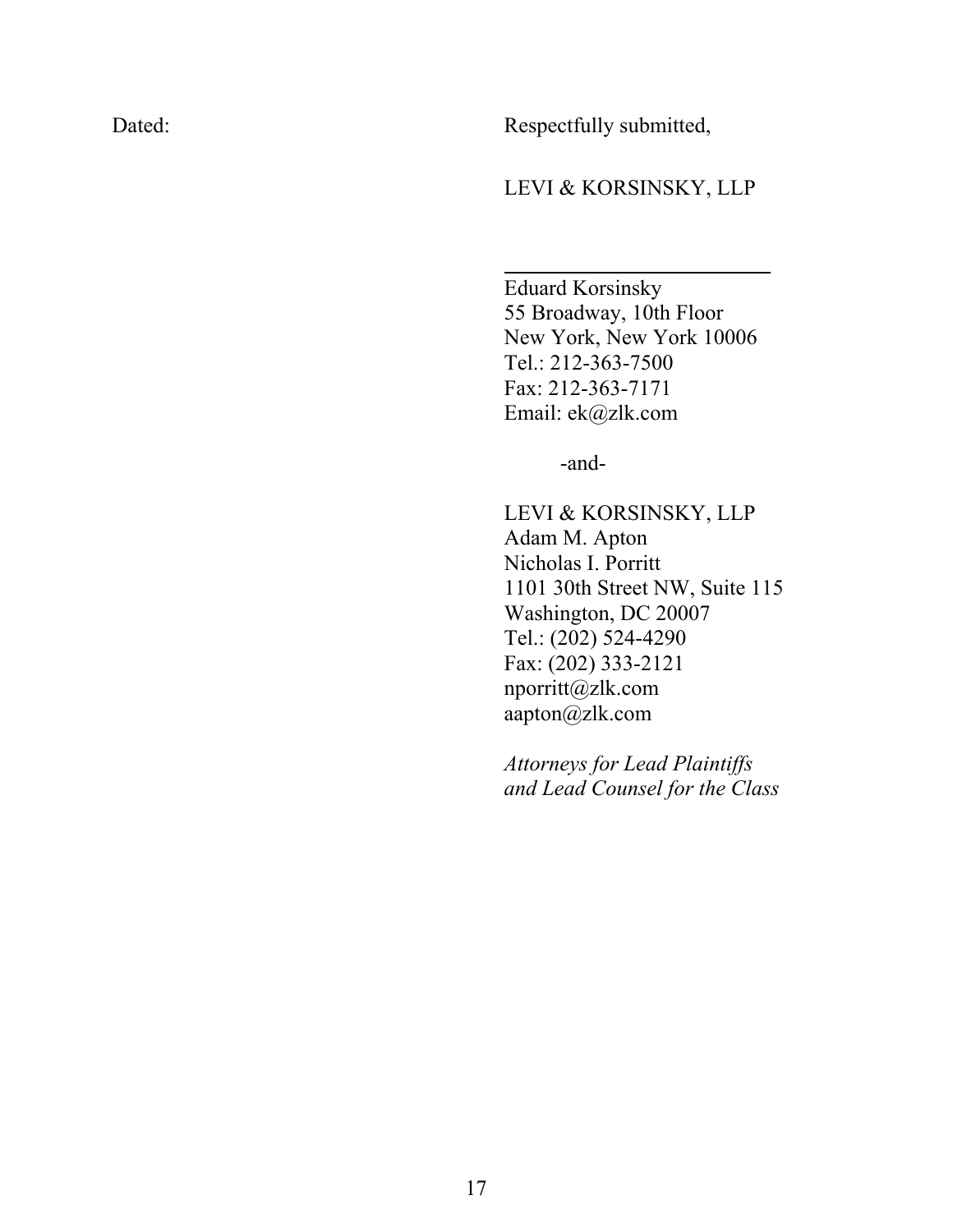Dated:

Respectfully submitted,

LEVI & KORSINSKY, LLP

\_\_\_\_\_\_\_\_\_\_\_\_\_\_\_\_\_\_\_\_\_\_\_\_\_\_

Eduard Korsinsky
55 Broadway, 10th Floor
New York, New York 10006
Tel.: 212-363-7500
Fax: 212-363-7171
Email: ek@zlk.com

-and-

LEVI & KORSINSKY, LLP
Adam M. Apton
Nicholas I. Porritt
1101 30th Street NW, Suite 115
Washington, DC 20007
Tel.: (202) 524-4290
Fax: (202) 333-2121
nporritt@zlk.com
aapton@zlk.com

*Attorneys for Lead Plaintiffs and Lead Counsel for the Class*